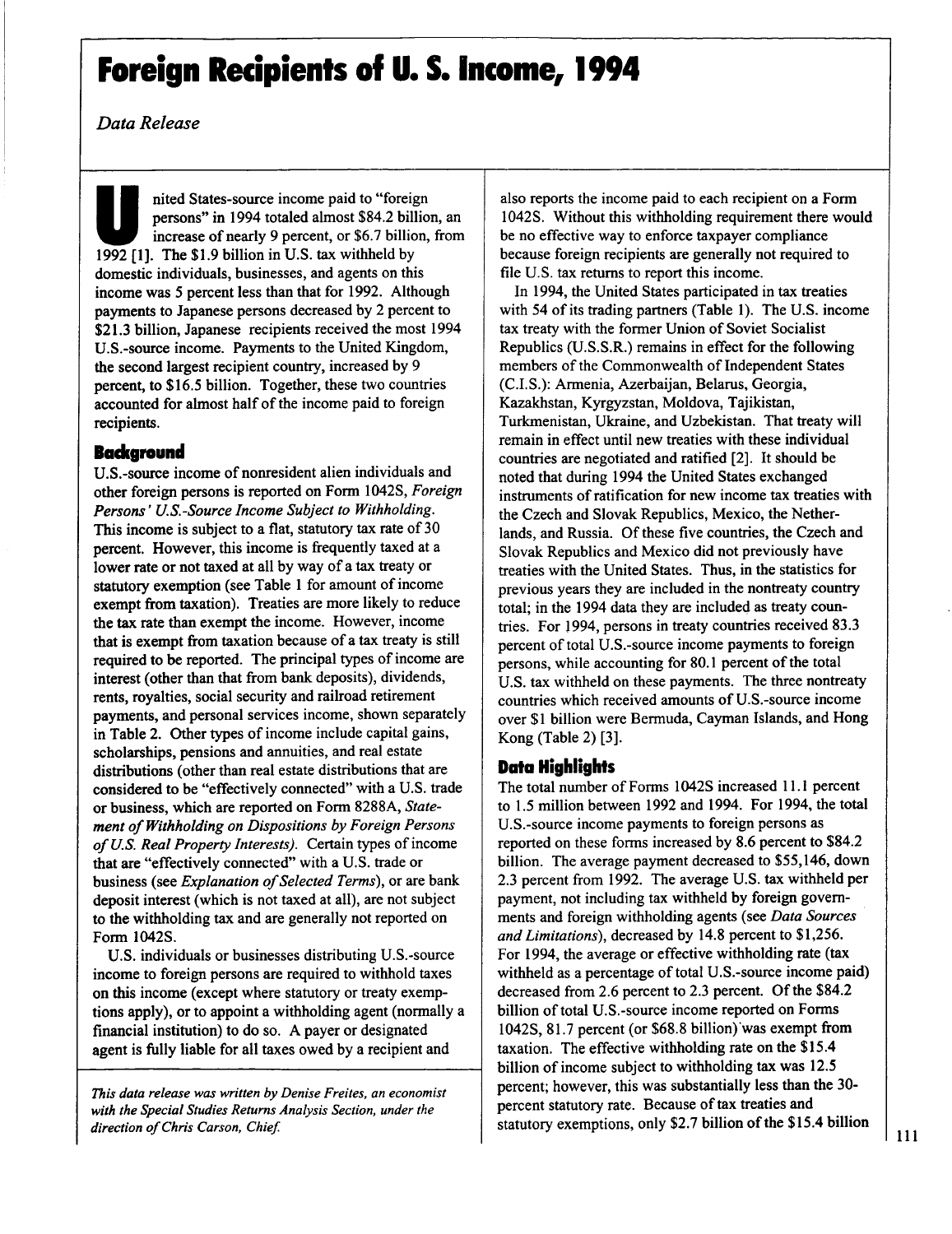# Foreign Recipients of U. S. Income, 1994

*Data Release*

United States-source income paid to "foreign persons" in 1994 totaled almost $84.2 billion, an increase of nearly 9 percent, or $6.7 billion, from 1992 [1]. The $1.9 billion in U.S. tax withheld by domestic individuals, businesses, and agents on this income was 5 percent less than that for 1992. Although payments to Japanese persons decreased by 2 percent to $21.3 billion, Japanese recipients received the most 1994 U.S.-source income. Payments to the United Kingdom, the second largest recipient country, increased by 9 percent, to $16.5 billion. Together, these two countries accounted for almost half of the income paid to foreign recipients.

## Background

U.S.-source income of nonresident alien individuals and other foreign persons is reported on Form 1042S, *Foreign Persons' U.S.-Source Income Subject to Withholding*. This income is subject to a flat, statutory tax rate of 30 percent. However, this income is frequently taxed at a lower rate or not taxed at all by way of a tax treaty or statutory exemption (see Table 1 for amount of income exempt from taxation). Treaties are more likely to reduce the tax rate than exempt the income. However, income that is exempt from taxation because of a tax treaty is still required to be reported. The principal types of income are interest (other than that from bank deposits), dividends, rents, royalties, social security and railroad retirement payments, and personal services income, shown separately in Table 2. Other types of income include capital gains, scholarships, pensions and annuities, and real estate distributions (other than real estate distributions that are considered to be "effectively connected" with a U.S. trade or business, which are reported on Form 8288A, *Statement of Withholding on Dispositions by Foreign Persons of U.S. Real Property Interests)*. Certain types of income that are "effectively connected" with a U.S. trade or business (see *Explanation of Selected Terms*), or are bank deposit interest (which is not taxed at all), are not subject to the withholding tax and are generally not reported on Form 1042S.

U.S. individuals or businesses distributing U.S.-source income to foreign persons are required to withhold taxes on this income (except where statutory or treaty exemptions apply), or to appoint a withholding agent (normally a financial institution) to do so. A payer or designated agent is fully liable for all taxes owed by a recipient and also reports the income paid to each recipient on a Form 1042S. Without this withholding requirement there would be no effective way to enforce taxpayer compliance because foreign recipients are generally not required to file U.S. tax returns to report this income.

In 1994, the United States participated in tax treaties with 54 of its trading partners (Table 1). The U.S. income tax treaty with the former Union of Soviet Socialist Republics (U.S.S.R.) remains in effect for the following members of the Commonwealth of Independent States (C.I.S.): Armenia, Azerbaijan, Belarus, Georgia, Kazakhstan, Kyrgyzstan, Moldova, Tajikistan, Turkmenistan, Ukraine, and Uzbekistan. That treaty will remain in effect until new treaties with these individual countries are negotiated and ratified [2]. It should be noted that during 1994 the United States exchanged instruments of ratification for new income tax treaties with the Czech and Slovak Republics, Mexico, the Netherlands, and Russia. Of these five countries, the Czech and Slovak Republics and Mexico did not previously have treaties with the United States. Thus, in the statistics for previous years they are included in the nontreaty country total; in the 1994 data they are included as treaty countries. For 1994, persons in treaty countries received 83.3 percent of total U.S.-source income payments to foreign persons, while accounting for 80.1 percent of the total U.S. tax withheld on these payments. The three nontreaty countries which received amounts of U.S.-source income over $1 billion were Bermuda, Cayman Islands, and Hong Kong (Table 2) [3].

## Data Highlights

The total number of Forms 1042S increased 11.1 percent to 1.5 million between 1992 and 1994. For 1994, the total U.S.-source income payments to foreign persons as reported on these forms increased by 8.6 percent to $84.2 billion. The average payment decreased to $55,146, down 2.3 percent from 1992. The average U.S. tax withheld per payment, not including tax withheld by foreign governments and foreign withholding agents (see *Data Sources and Limitations*), decreased by 14.8 percent to $1,256. For 1994, the average or effective withholding rate (tax withheld as a percentage of total U.S.-source income paid) decreased from 2.6 percent to 2.3 percent. Of the $84.2 billion of total U.S.-source income reported on Forms 1042S, 81.7 percent (or $68.8 billion) was exempt from taxation. The effective withholding rate on the $15.4 billion of income subject to withholding tax was 12.5 percent; however, this was substantially less than the 30-percent statutory rate. Because of tax treaties and statutory exemptions, only $2.7 billion of the $15.4 billion

*This data release was written by Denise Freites, an economist with the Special Studies Returns Analysis Section, under the direction of Chris Carson, Chief.*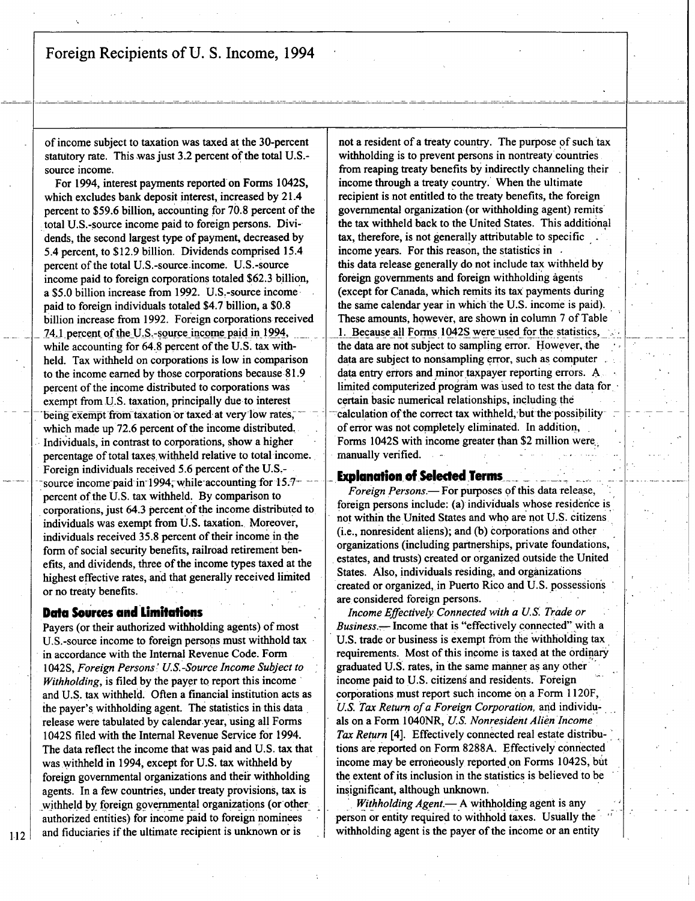of income subject to taxation was taxed at the 30-percent statutory rate. This was just 3.2 percent of the total U.S.-source income.

For 1994, interest payments reported on Forms 1042S, which excludes bank deposit interest, increased by 21.4 percent to $59.6 billion, accounting for 70.8 percent of the total U.S.-source income paid to foreign persons. Dividends, the second largest type of payment, decreased by 5.4 percent, to $12.9 billion. Dividends comprised 15.4 percent of the total U.S.-source income. U.S.-source income paid to foreign corporations totaled $62.3 billion, a $5.0 billion increase from 1992. U.S.-source income paid to foreign individuals totaled $4.7 billion, a $0.8 billion increase from 1992. Foreign corporations received 74.1 percent of the U.S.-source income paid in 1994, while accounting for 64.8 percent of the U.S. tax withheld. Tax withheld on corporations is low in comparison to the income earned by those corporations because 81.9 percent of the income distributed to corporations was exempt from U.S. taxation, principally due to interest being exempt from taxation or taxed at very low rates, which made up 72.6 percent of the income distributed. Individuals, in contrast to corporations, show a higher percentage of total taxes withheld relative to total income. Foreign individuals received 5.6 percent of the U.S.-source income paid in 1994, while accounting for 15.7 percent of the U.S. tax withheld. By comparison to corporations, just 64.3 percent of the income distributed to individuals was exempt from U.S. taxation. Moreover, individuals received 35.8 percent of their income in the form of social security benefits, railroad retirement benefits, and dividends, three of the income types taxed at the highest effective rates, and that generally received limited or no treaty benefits.

## Data Sources and Limitations

Payers (or their authorized withholding agents) of most U.S.-source income to foreign persons must withhold tax in accordance with the Internal Revenue Code. Form 1042S, *Foreign Persons' U.S.-Source Income Subject to Withholding*, is filed by the payer to report this income and U.S. tax withheld. Often a financial institution acts as the payer's withholding agent. The statistics in this data release were tabulated by calendar year, using all Forms 1042S filed with the Internal Revenue Service for 1994. The data reflect the income that was paid and U.S. tax that was withheld in 1994, except for U.S. tax withheld by foreign governmental organizations and their withholding agents. In a few countries, under treaty provisions, tax is withheld by foreign governmental organizations (or other authorized entities) for income paid to foreign nominees and fiduciaries if the ultimate recipient is unknown or is not a resident of a treaty country. The purpose of such tax withholding is to prevent persons in nontreaty countries from reaping treaty benefits by indirectly channeling their income through a treaty country. When the ultimate recipient is not entitled to the treaty benefits, the foreign governmental organization (or withholding agent) remits the tax withheld back to the United States. This additional tax, therefore, is not generally attributable to specific income years. For this reason, the statistics in this data release generally do not include tax withheld by foreign governments and foreign withholding agents (except for Canada, which remits its tax payments during the same calendar year in which the U.S. income is paid). These amounts, however, are shown in column 7 of Table 1. Because all Forms 1042S were used for the statistics, the data are not subject to sampling error. However, the data are subject to nonsampling error, such as computer data entry errors and minor taxpayer reporting errors. A limited computerized program was used to test the data for certain basic numerical relationships, including the calculation of the correct tax withheld, but the possibility of error was not completely eliminated. In addition, Forms 1042S with income greater than $2 million were manually verified.

## Explanation of Selected Terms

*Foreign Persons.*— For purposes of this data release, foreign persons include: (a) individuals whose residence is not within the United States and who are not U.S. citizens (i.e., nonresident aliens); and (b) corporations and other organizations (including partnerships, private foundations, estates, and trusts) created or organized outside the United States. Also, individuals residing, and organizations created or organized, in Puerto Rico and U.S. possessions are considered foreign persons.

*Income Effectively Connected with a U.S. Trade or Business.*— Income that is "effectively connected" with a U.S. trade or business is exempt from the withholding tax requirements. Most of this income is taxed at the ordinary graduated U.S. rates, in the same manner as any other income paid to U.S. citizens and residents. Foreign corporations must report such income on a Form 1120F, *U.S. Tax Return of a Foreign Corporation*, and individuals on a Form 1040NR, *U.S. Nonresident Alien Income Tax Return* [4]. Effectively connected real estate distributions are reported on Form 8288A. Effectively connected income may be erroneously reported on Forms 1042S, but the extent of its inclusion in the statistics is believed to be insignificant, although unknown.

*Withholding Agent.*— A withholding agent is any person or entity required to withhold taxes. Usually the withholding agent is the payer of the income or an entity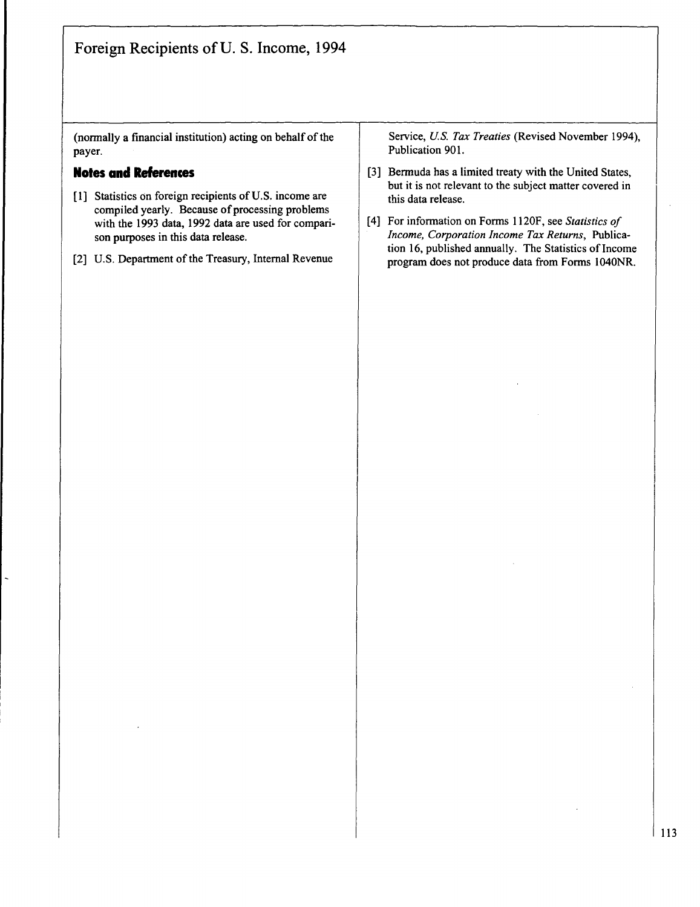(normally a financial institution) acting on behalf of the payer.

## Notes and References

[1] Statistics on foreign recipients of U.S. income are compiled yearly. Because of processing problems with the 1993 data, 1992 data are used for comparison purposes in this data release.

[2] U.S. Department of the Treasury, Internal Revenue Service, *U.S. Tax Treaties* (Revised November 1994), Publication 901.

[3] Bermuda has a limited treaty with the United States, but it is not relevant to the subject matter covered in this data release.

[4] For information on Forms 1120F, see *Statistics of Income, Corporation Income Tax Returns*, Publication 16, published annually. The Statistics of Income program does not produce data from Forms 1040NR.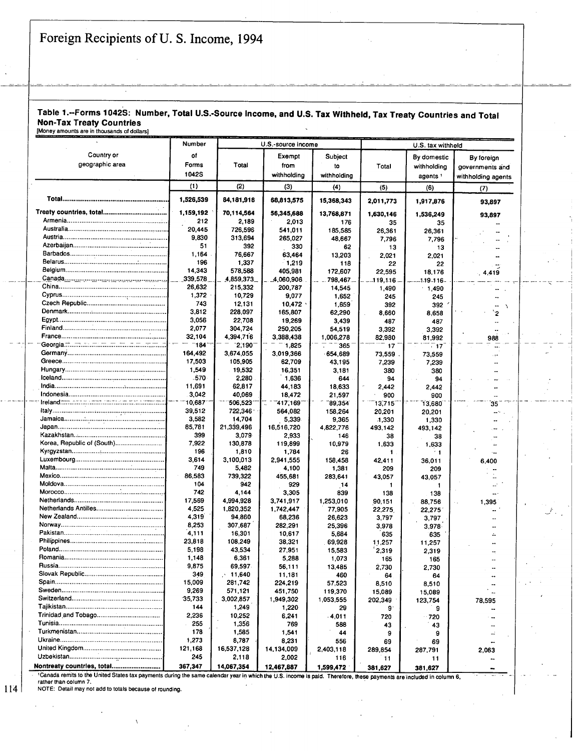# Foreign Recipients of U. S. Income, 1994

**Table 1.--Forms 1042S: Number, Total U.S.-Source Income, and U.S. Tax Withheld, Tax Treaty Countries and Total Non-Tax Treaty Countries**

[Money amounts are in thousands of dollars]

| Country or geographic area | Number of Forms 1042S | U.S.-source income | | | U.S. tax withheld | | |
|---|---|---|---|---|---|---|---|
| | | Total | Exempt from withholding | Subject to withholding | Total | By domestic withholding agents [1] | By foreign governments and withholding agents |
| | (1) | (2) | (3) | (4) | (5) | (6) | (7) |
| **Total** | **1,526,539** | **84,181,918** | **68,813,575** | **15,368,343** | **2,011,773** | **1,917,876** | **93,897** |
| **Treaty countries, total** | **1,159,192** | **70,114,564** | **56,345,688** | **13,768,871** | **1,630,146** | **1,536,249** | **93,897** |
| Armenia | 212 | 2,189 | 2,013 | 176 | 35 | 35 | -- |
| Australia | 20,445 | 726,596 | 541,011 | 185,585 | 26,361 | 26,361 | -- |
| Austria | 9,830 | 313,694 | 265,027 | 48,667 | 7,796 | 7,796 | -- |
| Azerbaijan | 51 | 392 | 330 | 62 | 13 | 13 | -- |
| Barbados | 1,164 | 76,667 | 63,464 | 13,203 | 2,021 | 2,021 | -- |
| Belarus | 196 | 1,337 | 1,219 | 118 | 22 | 22 | -- |
| Belgium | 14,343 | 578,588 | 405,981 | 172,607 | 22,595 | 18,176 | 4,419 |
| Canada | 339,578 | 4,859,373 | 4,060,906 | 798,467 | 119,116 | 119,116 | -- |
| China | 26,632 | 215,332 | 200,787 | 14,545 | 1,490 | 1,490 | -- |
| Cyprus | 1,372 | 10,729 | 9,077 | 1,652 | 245 | 245 | -- |
| Czech Republic | 743 | 12,131 | 10,472 | 1,659 | 392 | 392 | -- |
| Denmark | 3,812 | 228,097 | 165,807 | 62,290 | 8,660 | 8,658 | 2 |
| Egypt | 3,056 | 22,708 | 19,269 | 3,439 | 487 | 487 | -- |
| Finland | 2,077 | 304,724 | 250,205 | 54,519 | 3,392 | 3,392 | -- |
| France | 32,104 | 4,394,716 | 3,388,438 | 1,006,278 | 82,980 | 81,992 | 988 |
| Georgia | 184 | 2,190 | 1,825 | 365 | 17 | 17 | -- |
| Germany | 164,492 | 3,674,055 | 3,019,366 | 654,689 | 73,559 | 73,559 | -- |
| Greece | 17,503 | 105,905 | 62,709 | 43,195 | 7,239 | 7,239 | -- |
| Hungary | 1,549 | 19,532 | 16,351 | 3,181 | 380 | 380 | -- |
| Iceland | 570 | 2,280 | 1,636 | 644 | 94 | 94 | -- |
| India | 11,691 | 62,817 | 44,183 | 18,633 | 2,442 | 2,442 | -- |
| Indonesia | 3,042 | 40,069 | 18,472 | 21,597 | 900 | 900 | -- |
| Ireland | 10,687 | 506,523 | 417,169 | 89,354 | 13,715 | 13,680 | 35 |
| Italy | 39,512 | 722,346 | 564,082 | 158,264 | 20,201 | 20,201 | -- |
| Jamaica | 3,582 | 14,704 | 5,339 | 9,365 | 1,330 | 1,330 | -- |
| Japan | 85,781 | 21,339,496 | 16,516,720 | 4,822,776 | 493,142 | 493,142 | -- |
| Kazakhstan | 399 | 3,079 | 2,933 | 146 | 38 | 38 | -- |
| Korea, Republic of (South) | 7,922 | 130,878 | 119,899 | 10,979 | 1,633 | 1,633 | -- |
| Kyrgyzstan | 196 | 1,810 | 1,784 | 26 | 1 | 1 | -- |
| Luxembourg | 3,614 | 3,100,013 | 2,941,555 | 158,458 | 42,411 | 36,011 | 6,400 |
| Malta | 749 | 5,482 | 4,100 | 1,381 | 209 | 209 | -- |
| Mexico | 86,583 | 739,322 | 455,681 | 283,641 | 43,057 | 43,057 | -- |
| Moldova | 104 | 942 | 929 | 14 | 1 | 1 | -- |
| Morocco | 742 | 4,144 | 3,305 | 839 | 138 | 138 | -- |
| Netherlands | 17,569 | 4,994,928 | 3,741,917 | 1,253,010 | 90,151 | 88,756 | 1,395 |
| Netherlands Antilles | 4,525 | 1,820,352 | 1,742,447 | 77,905 | 22,275 | 22,275 | -- |
| New Zealand | 4,319 | 94,860 | 68,236 | 26,623 | 3,797 | 3,797 | -- |
| Norway | 8,253 | 307,687 | 282,291 | 25,396 | 3,978 | 3,978 | -- |
| Pakistan | 4,111 | 16,301 | 10,617 | 5,684 | 635 | 635 | -- |
| Philippines | 23,818 | 108,249 | 38,321 | 69,928 | 11,257 | 11,257 | -- |
| Poland | 5,198 | 43,534 | 27,951 | 15,583 | 2,319 | 2,319 | -- |
| Romania | 1,148 | 6,361 | 5,288 | 1,073 | 165 | 165 | -- |
| Russia | 9,875 | 69,597 | 56,111 | 13,485 | 2,730 | 2,730 | -- |
| Slovak Republic | 349 | 11,640 | 11,181 | 460 | 64 | 64 | -- |
| Spain | 15,009 | 281,742 | 224,219 | 57,523 | 8,510 | 8,510 | -- |
| Sweden | 9,269 | 571,121 | 451,750 | 119,370 | 15,089 | 15,089 | -- |
| Switzerland | 35,733 | 3,002,857 | 1,949,302 | 1,053,555 | 202,349 | 123,754 | 78,595 |
| Tajikistan | 144 | 1,249 | 1,220 | 29 | 9 | 9 | -- |
| Trinidad and Tobago | 2,236 | 10,252 | 6,241 | 4,011 | 720 | 720 | -- |
| Tunisia | 255 | 1,356 | 769 | 588 | 43 | 43 | -- |
| Turkmenistan | 178 | 1,585 | 1,541 | 44 | 9 | 9 | -- |
| Ukraine | 1,273 | 8,787 | 8,231 | 556 | 69 | 69 | -- |
| United Kingdom | 121,168 | 16,537,128 | 14,134,009 | 2,403,118 | 289,854 | 287,791 | 2,063 |
| Uzbekistan | 245 | 2,118 | 2,002 | 116 | 11 | 11 | -- |
| **Nontreaty countries, total** | **367,347** | **14,067,354** | **12,467,887** | **1,599,472** | **381,627** | **381,627** | **--** |

[1] Canada remits to the United States tax payments during the same calendar year in which the U.S. income is paid. Therefore, these payments are included in column 6, rather than column 7.

NOTE: Detail may not add to totals because of rounding.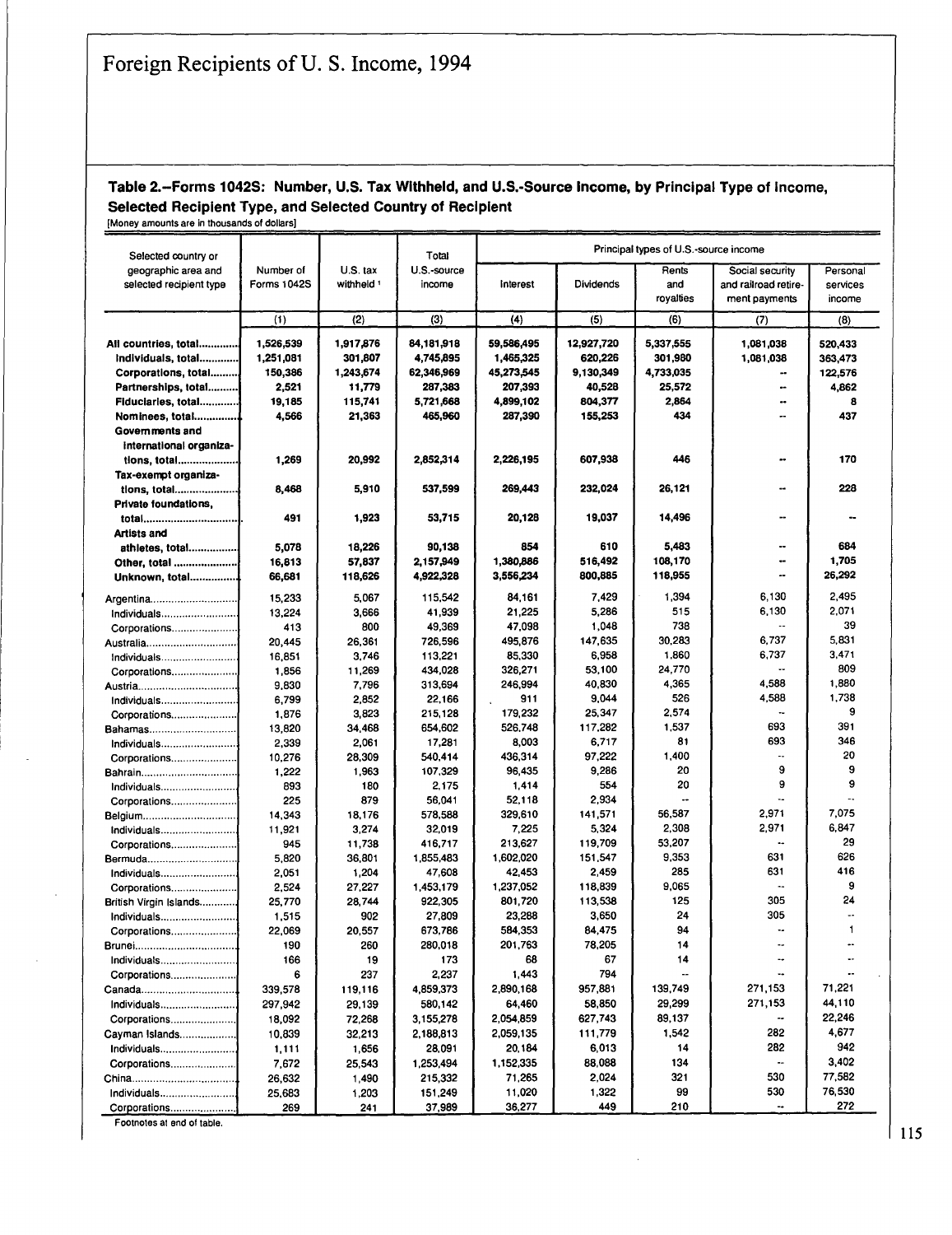# Foreign Recipients of U. S. Income, 1994

## Table 2.--Forms 1042S: Number, U.S. Tax Withheld, and U.S.-Source Income, by Principal Type of Income, Selected Recipient Type, and Selected Country of Recipient

[Money amounts are in thousands of dollars]

| Selected country or geographic area and selected recipient type | Number of Forms 1042S | U.S. tax withheld [1] | Total U.S.-source income | Principal types of U.S.-source income | | | | |
|---|---|---|---|---|---|---|---|---|
| | | | | Interest | Dividends | Rents and royalties | Social security and railroad retirement payments | Personal services income |
| | (1) | (2) | (3) | (4) | (5) | (6) | (7) | (8) |
| **All countries, total** | **1,526,539** | **1,917,876** | **84,181,918** | **59,586,495** | **12,927,720** | **5,337,555** | **1,081,038** | **520,433** |
| **Individuals, total** | **1,251,081** | **301,807** | **4,745,895** | **1,465,325** | **620,226** | **301,980** | **1,081,038** | **363,473** |
| **Corporations, total** | **150,386** | **1,243,674** | **62,346,969** | **45,273,545** | **9,130,349** | **4,733,035** | **--** | **122,576** |
| **Partnerships, total** | **2,521** | **11,779** | **287,383** | **207,393** | **40,528** | **25,572** | **--** | **4,862** |
| **Fiduciaries, total** | **19,185** | **115,741** | **5,721,668** | **4,899,102** | **804,377** | **2,864** | **--** | **8** |
| **Nominees, total** | **4,566** | **21,363** | **465,960** | **287,390** | **155,253** | **434** | **--** | **437** |
| **Governments and international organizations, total** | **1,269** | **20,992** | **2,852,314** | **2,226,195** | **607,938** | **446** | **--** | **170** |
| **Tax-exempt organizations, total** | **8,468** | **5,910** | **537,599** | **269,443** | **232,024** | **26,121** | **--** | **228** |
| **Private foundations, total** | **491** | **1,923** | **53,715** | **20,128** | **19,037** | **14,496** | **--** | **--** |
| **Artists and athletes, total** | **5,078** | **18,226** | **90,138** | **854** | **610** | **5,483** | **--** | **684** |
| **Other, total** | **16,813** | **57,837** | **2,157,949** | **1,380,886** | **516,492** | **108,170** | **--** | **1,705** |
| **Unknown, total** | **66,681** | **118,626** | **4,922,328** | **3,556,234** | **800,885** | **118,955** | **--** | **26,292** |
| Argentina | 15,233 | 5,067 | 115,542 | 84,161 | 7,429 | 1,394 | 6,130 | 2,495 |
| Individuals | 13,224 | 3,666 | 41,939 | 21,225 | 5,286 | 515 | 6,130 | 2,071 |
| Corporations | 413 | 800 | 49,369 | 47,098 | 1,048 | 738 | -- | 39 |
| Australia | 20,445 | 26,361 | 726,596 | 495,876 | 147,635 | 30,283 | 6,737 | 5,831 |
| Individuals | 16,851 | 3,746 | 113,221 | 85,330 | 6,958 | 1,860 | 6,737 | 3,471 |
| Corporations | 1,856 | 11,269 | 434,028 | 326,271 | 53,100 | 24,770 | -- | 809 |
| Austria | 9,830 | 7,796 | 313,694 | 246,994 | 40,830 | 4,365 | 4,588 | 1,880 |
| Individuals | 6,799 | 2,852 | 22,166 | 911 | 9,044 | 526 | 4,588 | 1,738 |
| Corporations | 1,876 | 3,823 | 215,128 | 179,232 | 25,347 | 2,574 | -- | 9 |
| Bahamas | 13,820 | 34,468 | 654,602 | 526,748 | 117,282 | 1,537 | 693 | 391 |
| Individuals | 2,339 | 2,061 | 17,281 | 8,003 | 6,717 | 81 | 693 | 346 |
| Corporations | 10,276 | 28,309 | 540,414 | 436,314 | 97,222 | 1,400 | -- | 20 |
| Bahrain | 1,222 | 1,963 | 107,329 | 96,435 | 9,286 | 20 | 9 | 9 |
| Individuals | 893 | 180 | 2,175 | 1,414 | 554 | 20 | 9 | 9 |
| Corporations | 225 | 879 | 56,041 | 52,118 | 2,934 | -- | -- | -- |
| Belgium | 14,343 | 18,176 | 578,588 | 329,610 | 141,571 | 56,587 | 2,971 | 7,075 |
| Individuals | 11,921 | 3,274 | 32,019 | 7,225 | 5,324 | 2,308 | 2,971 | 6,847 |
| Corporations | 945 | 11,738 | 416,717 | 213,627 | 119,709 | 53,207 | -- | 29 |
| Bermuda | 5,820 | 36,801 | 1,855,483 | 1,602,020 | 151,547 | 9,353 | 631 | 626 |
| Individuals | 2,051 | 1,204 | 47,608 | 42,453 | 2,459 | 285 | 631 | 416 |
| Corporations | 2,524 | 27,227 | 1,453,179 | 1,237,052 | 118,839 | 9,065 | -- | 9 |
| British Virgin Islands | 25,770 | 28,744 | 922,305 | 801,720 | 113,538 | 125 | 305 | 24 |
| Individuals | 1,515 | 902 | 27,809 | 23,288 | 3,650 | 24 | 305 | -- |
| Corporations | 22,069 | 20,557 | 673,786 | 584,353 | 84,475 | 94 | -- | 1 |
| Brunei | 190 | 260 | 280,018 | 201,763 | 78,205 | 14 | -- | -- |
| Individuals | 166 | 19 | 173 | 68 | 67 | 14 | -- | -- |
| Corporations | 6 | 237 | 2,237 | 1,443 | 794 | -- | -- | -- |
| Canada | 339,578 | 119,116 | 4,859,373 | 2,890,168 | 957,881 | 139,749 | 271,153 | 71,221 |
| Individuals | 297,942 | 29,139 | 580,142 | 64,460 | 58,850 | 29,299 | 271,153 | 44,110 |
| Corporations | 18,092 | 72,268 | 3,155,278 | 2,054,859 | 627,743 | 89,137 | -- | 22,246 |
| Cayman Islands | 10,839 | 32,213 | 2,188,813 | 2,059,135 | 111,779 | 1,542 | 282 | 4,677 |
| Individuals | 1,111 | 1,656 | 28,091 | 20,184 | 6,013 | 14 | 282 | 942 |
| Corporations | 7,672 | 25,543 | 1,253,494 | 1,152,335 | 88,088 | 134 | -- | 3,402 |
| China | 26,632 | 1,490 | 215,332 | 71,265 | 2,024 | 321 | 530 | 77,582 |
| Individuals | 25,683 | 1,203 | 151,249 | 11,020 | 1,322 | 99 | 530 | 76,530 |
| Corporations | 269 | 241 | 37,989 | 36,277 | 449 | 210 | -- | 272 |

Footnotes at end of table.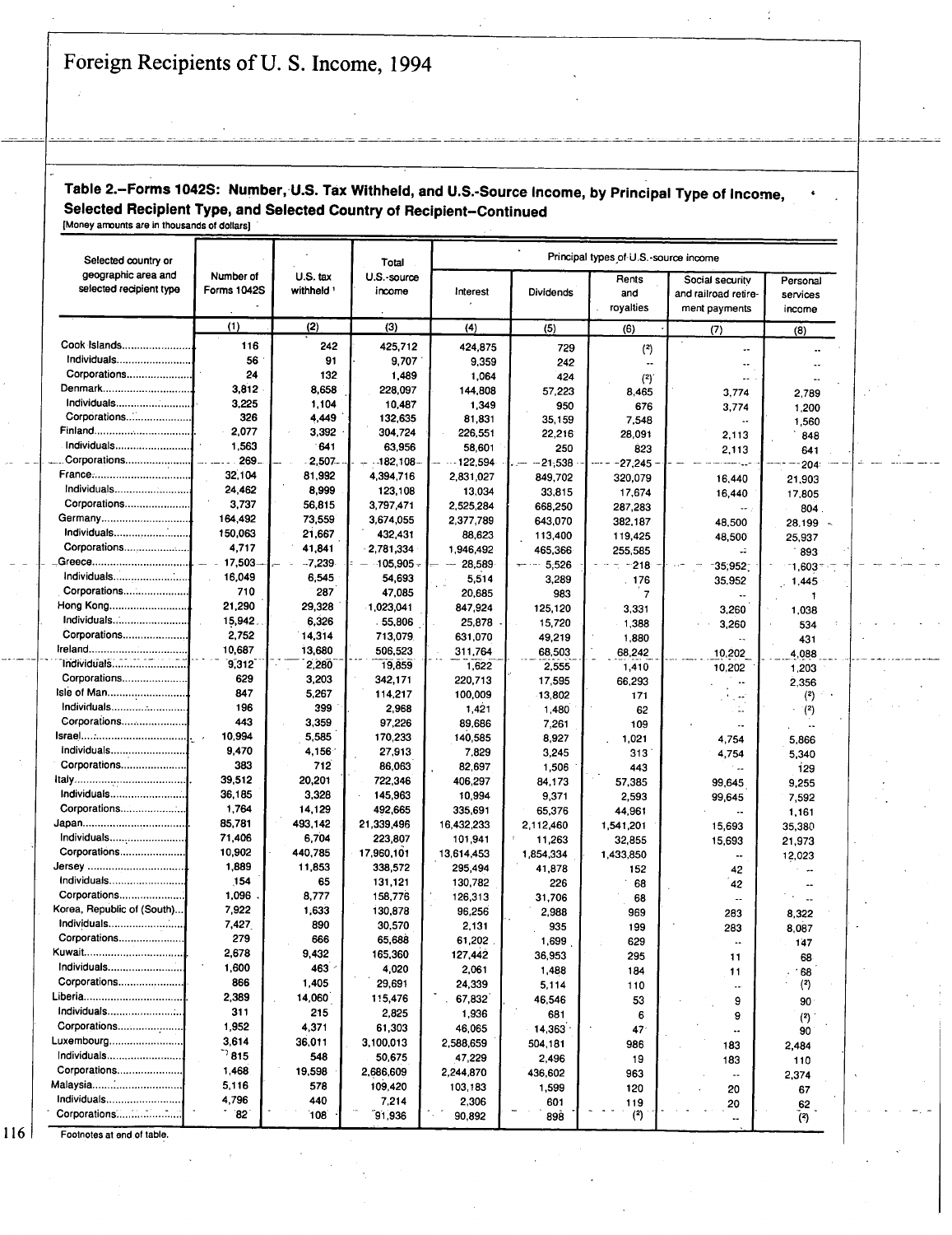# Foreign Recipients of U. S. Income, 1994

## Table 2.–Forms 1042S: Number, U.S. Tax Withheld, and U.S.-Source Income, by Principal Type of Income, Selected Recipient Type, and Selected Country of Recipient–Continued

[Money amounts are in thousands of dollars]

| Selected country or geographic area and selected recipient type | Number of Forms 1042S | U.S. tax withheld [1] | Total U.S.-source income | Principal types of U.S.-source income | | | | |
|---|---|---|---|---|---|---|---|---|
| | | | | Interest | Dividends | Rents and royalties | Social security and railroad retirement payments | Personal services income |
| | (1) | (2) | (3) | (4) | (5) | (6) | (7) | (8) |
| Cook Islands | 116 | 242 | 425,712 | 424,875 | 729 | (2) | -- | -- |
| Individuals | 56 | 91 | 9,707 | 9,359 | 242 | -- | -- | -- |
| Corporations | 24 | 132 | 1,489 | 1,064 | 424 | (2) | -- | -- |
| Denmark | 3,812 | 8,658 | 228,097 | 144,808 | 57,223 | 8,465 | 3,774 | 2,789 |
| Individuals | 3,225 | 1,104 | 10,487 | 1,349 | 950 | 676 | 3,774 | 1,200 |
| Corporations | 326 | 4,449 | 132,635 | 81,831 | 35,159 | 7,548 | -- | 1,560 |
| Finland | 2,077 | 3,392 | 304,724 | 226,551 | 22,216 | 28,091 | 2,113 | 848 |
| Individuals | 1,563 | 641 | 63,956 | 58,601 | 250 | 823 | 2,113 | 641 |
| Corporations | 269 | 2,507 | 182,108 | 122,594 | 21,538 | 27,245 | -- | 204 |
| France | 32,104 | 81,992 | 4,394,716 | 2,831,027 | 849,702 | 320,079 | 16,440 | 21,903 |
| Individuals | 24,462 | 8,999 | 123,108 | 13,034 | 33,815 | 17,674 | 16,440 | 17,805 |
| Corporations | 3,737 | 56,815 | 3,797,471 | 2,525,284 | 668,250 | 287,283 | -- | 804 |
| Germany | 164,492 | 73,559 | 3,674,055 | 2,377,789 | 643,070 | 382,187 | 48,500 | 28,199 |
| Individuals | 150,063 | 21,667 | 432,431 | 88,623 | 113,400 | 119,425 | 48,500 | 25,937 |
| Corporations | 4,717 | 41,841 | 2,781,334 | 1,946,492 | 465,366 | 255,565 | -- | 893 |
| Greece | 17,503 | 7,239 | 105,905 | 28,589 | 5,526 | 218 | 35,952 | 1,603 |
| Individuals | 16,049 | 6,545 | 54,693 | 5,514 | 3,289 | 176 | 35,952 | 1,445 |
| Corporations | 710 | 287 | 47,085 | 20,685 | 983 | 7 | -- | 1 |
| Hong Kong | 21,290 | 29,328 | 1,023,041 | 847,924 | 125,120 | 3,331 | 3,260 | 1,038 |
| Individuals | 15,942 | 6,326 | 55,806 | 25,878 | 15,720 | 1,388 | 3,260 | 534 |
| Corporations | 2,752 | 14,314 | 713,079 | 631,070 | 49,219 | 1,880 | -- | 431 |
| Ireland | 10,687 | 13,680 | 506,523 | 311,764 | 68,503 | 68,242 | 10,202 | 4,088 |
| Individuals | 9,312 | 2,280 | 19,859 | 1,622 | 2,555 | 1,410 | 10,202 | 1,203 |
| Corporations | 629 | 3,203 | 342,171 | 220,713 | 17,595 | 66,293 | -- | 2,356 |
| Isle of Man | 847 | 5,267 | 114,217 | 100,009 | 13,802 | 171 | -- | (2) |
| Individuals | 196 | 399 | 2,968 | 1,421 | 1,480 | 62 | -- | (2) |
| Corporations | 443 | 3,359 | 97,226 | 89,686 | 7,261 | 109 | -- | -- |
| Israel | 10,994 | 5,585 | 170,233 | 140,585 | 8,927 | 1,021 | 4,754 | 5,866 |
| Individuals | 9,470 | 4,156 | 27,913 | 7,829 | 3,245 | 313 | 4,754 | 5,340 |
| Corporations | 383 | 712 | 86,063 | 82,697 | 1,506 | 443 | -- | 129 |
| Italy | 39,512 | 20,201 | 722,346 | 406,297 | 84,173 | 57,385 | 99,645 | 9,255 |
| Individuals | 36,185 | 3,328 | 145,963 | 10,994 | 9,371 | 2,593 | 99,645 | 7,592 |
| Corporations | 1,764 | 14,129 | 492,665 | 335,691 | 65,376 | 44,961 | -- | 1,161 |
| Japan | 85,781 | 493,142 | 21,339,496 | 16,432,233 | 2,112,460 | 1,541,201 | 15,693 | 35,380 |
| Individuals | 71,406 | 6,704 | 223,807 | 101,941 | 11,263 | 32,855 | 15,693 | 21,973 |
| Corporations | 10,902 | 440,785 | 17,960,101 | 13,614,453 | 1,854,334 | 1,433,850 | -- | 12,023 |
| Jersey | 1,889 | 11,853 | 338,572 | 295,494 | 41,878 | 152 | 42 | -- |
| Individuals | 154 | 65 | 131,121 | 130,782 | 226 | 68 | 42 | -- |
| Corporations | 1,096 | 8,777 | 158,776 | 126,313 | 31,706 | 68 | -- | -- |
| Korea, Republic of (South) | 7,922 | 1,633 | 130,878 | 96,256 | 2,988 | 969 | 283 | 8,322 |
| Individuals | 7,427 | 890 | 30,570 | 2,131 | 935 | 199 | 283 | 8,087 |
| Corporations | 279 | 666 | 65,688 | 61,202 | 1,699 | 629 | -- | 147 |
| Kuwait | 2,678 | 9,432 | 165,360 | 127,442 | 36,953 | 295 | 11 | 68 |
| Individuals | 1,600 | 463 | 4,020 | 2,061 | 1,488 | 184 | 11 | 68 |
| Corporations | 866 | 1,405 | 29,691 | 24,339 | 5,114 | 110 | -- | (2) |
| Liberia | 2,389 | 14,060 | 115,476 | 67,832 | 46,546 | 53 | 9 | 90 |
| Individuals | 311 | 215 | 2,825 | 1,936 | 681 | 6 | 9 | (2) |
| Corporations | 1,952 | 4,371 | 61,303 | 46,065 | 14,363 | 47 | -- | 90 |
| Luxembourg | 3,614 | 36,011 | 3,100,013 | 2,588,659 | 504,181 | 986 | 183 | 2,484 |
| Individuals | 815 | 548 | 50,675 | 47,229 | 2,496 | 19 | 183 | 110 |
| Corporations | 1,468 | 19,598 | 2,686,609 | 2,244,870 | 436,602 | 963 | -- | 2,374 |
| Malaysia | 5,116 | 578 | 109,420 | 103,183 | 1,599 | 120 | 20 | 67 |
| Individuals | 4,796 | 440 | 7,214 | 2,306 | 601 | 119 | 20 | 62 |
| Corporations | 82 | 108 | 91,936 | 90,892 | 898 | (2) | -- | (2) |

Footnotes at end of table.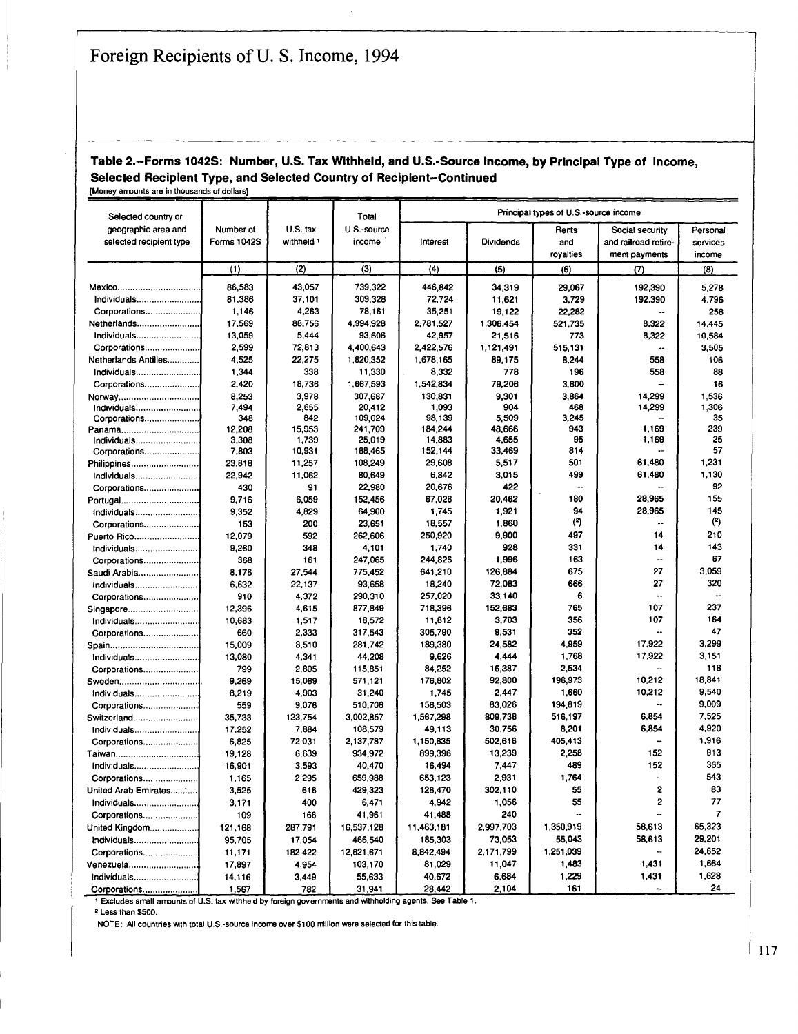# Foreign Recipients of U. S. Income, 1994

**Table 2.--Forms 1042S: Number, U.S. Tax Withheld, and U.S.-Source Income, by Principal Type of Income, Selected Recipient Type, and Selected Country of Recipient--Continued**

[Money amounts are in thousands of dollars]

| Selected country or geographic area and selected recipient type | Number of Forms 1042S | U.S. tax withheld [1] | Total U.S.-source income | Principal types of U.S.-source income: Interest | Dividends | Rents and royalties | Social security and railroad retirement payments | Personal services income |
|---|---|---|---|---|---|---|---|---|
| | (1) | (2) | (3) | (4) | (5) | (6) | (7) | (8) |
| Mexico | 86,583 | 43,057 | 739,322 | 446,842 | 34,319 | 29,067 | 192,390 | 5,278 |
| Individuals | 81,386 | 37,101 | 309,328 | 72,724 | 11,621 | 3,729 | 192,390 | 4,796 |
| Corporations | 1,146 | 4,263 | 78,161 | 35,251 | 19,122 | 22,282 | -- | 258 |
| Netherlands | 17,569 | 88,756 | 4,994,928 | 2,781,527 | 1,306,454 | 521,735 | 8,322 | 14,445 |
| Individuals | 13,059 | 5,444 | 93,606 | 42,957 | 21,516 | 773 | 8,322 | 10,584 |
| Corporations | 2,599 | 72,813 | 4,400,643 | 2,422,576 | 1,121,491 | 515,131 | -- | 3,505 |
| Netherlands Antilles | 4,525 | 22,275 | 1,820,352 | 1,678,165 | 89,175 | 8,244 | 558 | 106 |
| Individuals | 1,344 | 338 | 11,330 | 8,332 | 778 | 196 | 558 | 88 |
| Corporations | 2,420 | 18,736 | 1,667,593 | 1,542,834 | 79,206 | 3,800 | -- | 16 |
| Norway | 8,253 | 3,978 | 307,687 | 130,831 | 9,301 | 3,864 | 14,299 | 1,536 |
| Individuals | 7,494 | 2,655 | 20,412 | 1,093 | 904 | 468 | 14,299 | 1,306 |
| Corporations | 348 | 842 | 109,024 | 98,139 | 5,509 | 3,245 | -- | 35 |
| Panama | 12,208 | 15,953 | 241,709 | 184,244 | 48,666 | 943 | 1,169 | 239 |
| Individuals | 3,308 | 1,739 | 25,019 | 14,883 | 4,655 | 95 | 1,169 | 25 |
| Corporations | 7,803 | 10,931 | 188,465 | 152,144 | 33,469 | 814 | -- | 57 |
| Philippines | 23,818 | 11,257 | 108,249 | 29,608 | 5,517 | 501 | 61,480 | 1,231 |
| Individuals | 22,942 | 11,062 | 80,649 | 6,842 | 3,015 | 499 | 61,480 | 1,130 |
| Corporations | 430 | 91 | 22,980 | 20,676 | 422 | -- | -- | 92 |
| Portugal | 9,716 | 6,059 | 152,456 | 67,026 | 20,462 | 180 | 28,965 | 155 |
| Individuals | 9,352 | 4,829 | 64,900 | 1,745 | 1,921 | 94 | 28,965 | 145 |
| Corporations | 153 | 200 | 23,651 | 18,557 | 1,860 | (2) | -- | (2) |
| Puerto Rico | 12,079 | 592 | 262,606 | 250,920 | 9,900 | 497 | 14 | 210 |
| Individuals | 9,260 | 348 | 4,101 | 1,740 | 928 | 331 | 14 | 143 |
| Corporations | 368 | 161 | 247,065 | 244,826 | 1,996 | 163 | -- | 67 |
| Saudi Arabia | 8,176 | 27,544 | 775,452 | 641,210 | 126,884 | 675 | 27 | 3,059 |
| Individuals | 6,632 | 22,137 | 93,658 | 18,240 | 72,083 | 666 | 27 | 320 |
| Corporations | 910 | 4,372 | 290,310 | 257,020 | 33,140 | 6 | -- | -- |
| Singapore | 12,396 | 4,615 | 877,849 | 718,396 | 152,683 | 765 | 107 | 237 |
| Individuals | 10,683 | 1,517 | 18,572 | 11,812 | 3,703 | 356 | 107 | 164 |
| Corporations | 660 | 2,333 | 317,543 | 305,790 | 9,531 | 352 | -- | 47 |
| Spain | 15,009 | 8,510 | 281,742 | 189,380 | 24,582 | 4,959 | 17,922 | 3,299 |
| Individuals | 13,080 | 4,341 | 44,208 | 9,626 | 4,444 | 1,768 | 17,922 | 3,151 |
| Corporations | 799 | 2,805 | 115,851 | 84,252 | 16,387 | 2,534 | -- | 118 |
| Sweden | 9,269 | 15,089 | 571,121 | 176,802 | 92,800 | 196,973 | 10,212 | 18,841 |
| Individuals | 8,219 | 4,903 | 31,240 | 1,745 | 2,447 | 1,660 | 10,212 | 9,540 |
| Corporations | 559 | 9,076 | 510,706 | 156,503 | 83,026 | 194,819 | -- | 9,009 |
| Switzerland | 35,733 | 123,754 | 3,002,857 | 1,567,298 | 809,738 | 516,197 | 6,854 | 7,525 |
| Individuals | 17,252 | 7,884 | 108,579 | 49,113 | 30,756 | 8,201 | 6,854 | 4,920 |
| Corporations | 6,825 | 72,031 | 2,137,787 | 1,150,635 | 502,616 | 405,413 | -- | 1,916 |
| Taiwan | 19,128 | 6,639 | 934,972 | 899,396 | 13,239 | 2,258 | 152 | 913 |
| Individuals | 16,901 | 3,593 | 40,470 | 16,494 | 7,447 | 489 | 152 | 365 |
| Corporations | 1,165 | 2,295 | 659,988 | 653,123 | 2,931 | 1,764 | -- | 543 |
| United Arab Emirates | 3,525 | 616 | 429,323 | 126,470 | 302,110 | 55 | 2 | 83 |
| Individuals | 3,171 | 400 | 6,471 | 4,942 | 1,056 | 55 | 2 | 77 |
| Corporations | 109 | 166 | 41,961 | 41,488 | 240 | -- | -- | 7 |
| United Kingdom | 121,168 | 287,791 | 16,537,128 | 11,463,181 | 2,997,703 | 1,350,919 | 58,613 | 65,323 |
| Individuals | 95,705 | 17,054 | 466,540 | 185,303 | 73,053 | 55,043 | 58,613 | 29,201 |
| Corporations | 11,171 | 182,422 | 12,621,671 | 8,842,494 | 2,171,799 | 1,251,039 | -- | 24,652 |
| Venezuela | 17,897 | 4,954 | 103,170 | 81,029 | 11,047 | 1,483 | 1,431 | 1,664 |
| Individuals | 14,116 | 3,449 | 55,633 | 40,672 | 6,684 | 1,229 | 1,431 | 1,628 |
| Corporations | 1,567 | 782 | 31,941 | 28,442 | 2,104 | 161 | -- | 24 |

[1] Excludes small amounts of U.S. tax withheld by foreign governments and withholding agents. See Table 1.

[2] Less than $500.

NOTE: All countries with total U.S.-source income over $100 million were selected for this table.